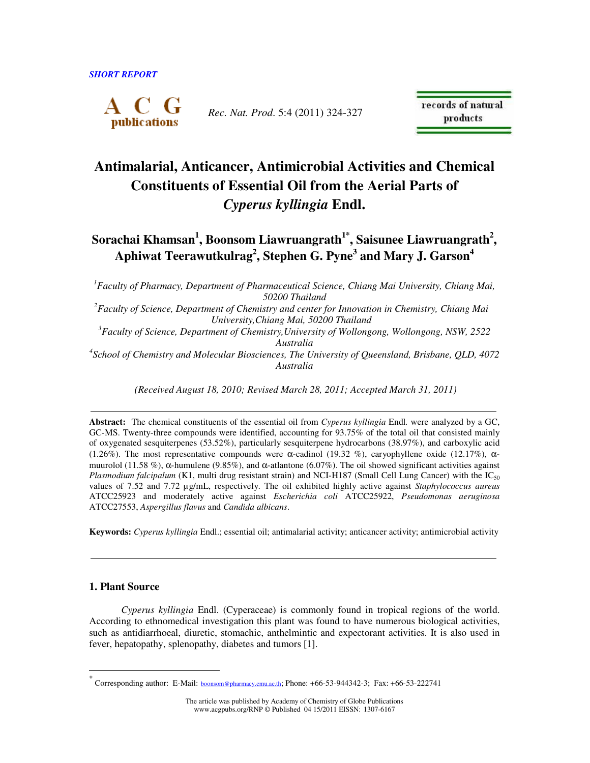SHORT REPORT

# Antimalarial, Anticancer, Antimicrobial Activities and Chemical Constituents of Essential Oil from the Aerial Parts of *Cyperus kyllingia* Endl.

**Sorachai Khamsan[1], Boonsom Liawruangrath[1*], Saisunee Liawruangrath[2], Aphiwat Teerawutkulrag[2], Stephen G. Pyne[3] and Mary J. Garson[4]**

*[1]Faculty of Pharmacy, Department of Pharmaceutical Science, Chiang Mai University, Chiang Mai, 50200 Thailand*

*[2]Faculty of Science, Department of Chemistry and center for Innovation in Chemistry, Chiang Mai University,Chiang Mai, 50200 Thailand*

*[3]Faculty of Science, Department of Chemistry,University of Wollongong, Wollongong, NSW, 2522 Australia*

*[4]School of Chemistry and Molecular Biosciences, The University of Queensland, Brisbane, QLD, 4072 Australia*

*(Received August 18, 2010; Revised March 28, 2011; Accepted March 31, 2011)*

---

**Abstract:** The chemical constituents of the essential oil from *Cyperus kyllingia* Endl. were analyzed by a GC, GC-MS. Twenty-three compounds were identified, accounting for 93.75% of the total oil that consisted mainly of oxygenated sesquiterpenes (53.52%), particularly sesquiterpene hydrocarbons (38.97%), and carboxylic acid (1.26%). The most representative compounds were α-cadinol (19.32 %), caryophyllene oxide (12.17%), α-muurolol (11.58 %), α-humulene (9.85%), and α-atlantone (6.07%). The oil showed significant activities against *Plasmodium falcipalum* (K1, multi drug resistant strain) and NCI-H187 (Small Cell Lung Cancer) with the $IC_{50}$ values of 7.52 and 7.72 µg/mL, respectively. The oil exhibited highly active against *Staphylococcus aureus* ATCC25923 and moderately active against *Escherichia coli* ATCC25922, *Pseudomonas aeruginosa* ATCC27553, *Aspergillus flavus* and *Candida albicans*.

**Keywords:** *Cyperus kyllingia* Endl.; essential oil; antimalarial activity; anticancer activity; antimicrobial activity

---

## 1. Plant Source

*Cyperus kyllingia* Endl. (Cyperaceae) is commonly found in tropical regions of the world. According to ethnomedical investigation this plant was found to have numerous biological activities, such as antidiarrhoeal, diuretic, stomachic, anthelmintic and expectorant activities. It is also used in fever, hepatopathy, splenopathy, diabetes and tumors [1].

---

* Corresponding author: E-Mail: boonsom@pharmacy.cmu.ac.th; Phone: +66-53-944342-3; Fax: +66-53-222741

The article was published by Academy of Chemistry of Globe Publications
www.acgpubs.org/RNP © Published 04 15/2011 EISSN: 1307-6167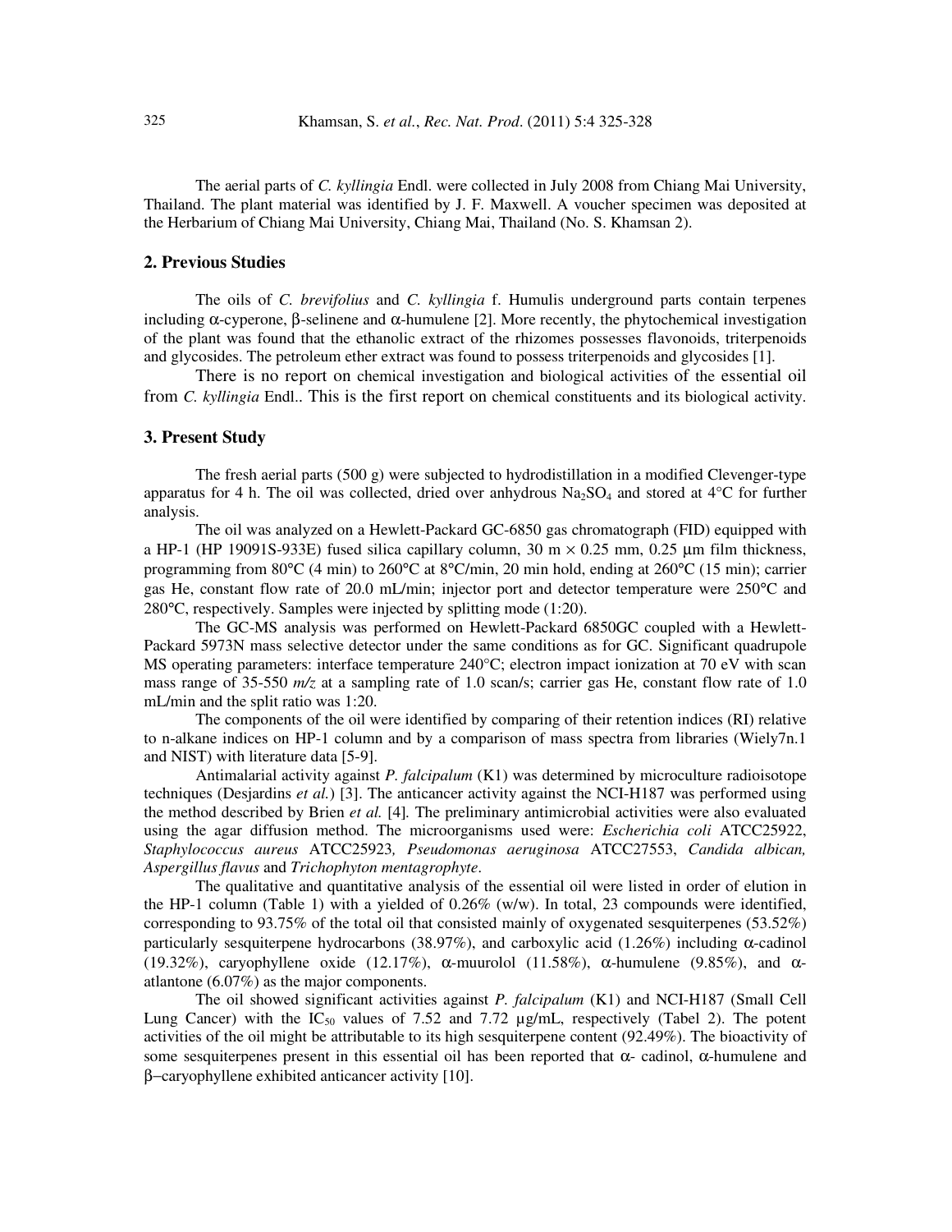The aerial parts of *C. kyllingia* Endl. were collected in July 2008 from Chiang Mai University, Thailand. The plant material was identified by J. F. Maxwell. A voucher specimen was deposited at the Herbarium of Chiang Mai University, Chiang Mai, Thailand (No. S. Khamsan 2).

## 2. Previous Studies

The oils of *C. brevifolius* and *C. kyllingia* f. Humulis underground parts contain terpenes including α-cyperone, β-selinene and α-humulene [2]. More recently, the phytochemical investigation of the plant was found that the ethanolic extract of the rhizomes possesses flavonoids, triterpenoids and glycosides. The petroleum ether extract was found to possess triterpenoids and glycosides [1].

There is no report on chemical investigation and biological activities of the essential oil from *C. kyllingia* Endl.. This is the first report on chemical constituents and its biological activity.

## 3. Present Study

The fresh aerial parts (500 g) were subjected to hydrodistillation in a modified Clevenger-type apparatus for 4 h. The oil was collected, dried over anhydrous $Na_2SO_4$ and stored at 4°C for further analysis.

The oil was analyzed on a Hewlett-Packard GC-6850 gas chromatograph (FID) equipped with a HP-1 (HP 19091S-933E) fused silica capillary column, 30 m × 0.25 mm, 0.25 μm film thickness, programming from 80°C (4 min) to 260°C at 8°C/min, 20 min hold, ending at 260°C (15 min); carrier gas He, constant flow rate of 20.0 mL/min; injector port and detector temperature were 250°C and 280°C, respectively. Samples were injected by splitting mode (1:20).

The GC-MS analysis was performed on Hewlett-Packard 6850GC coupled with a Hewlett-Packard 5973N mass selective detector under the same conditions as for GC. Significant quadrupole MS operating parameters: interface temperature 240°C; electron impact ionization at 70 eV with scan mass range of 35-550 *m/z* at a sampling rate of 1.0 scan/s; carrier gas He, constant flow rate of 1.0 mL/min and the split ratio was 1:20.

The components of the oil were identified by comparing of their retention indices (RI) relative to n-alkane indices on HP-1 column and by a comparison of mass spectra from libraries (Wiely7n.1 and NIST) with literature data [5-9].

Antimalarial activity against *P. falcipalum* (K1) was determined by microculture radioisotope techniques (Desjardins *et al.*) [3]. The anticancer activity against the NCI-H187 was performed using the method described by Brien *et al.* [4]. The preliminary antimicrobial activities were also evaluated using the agar diffusion method. The microorganisms used were: *Escherichia coli* ATCC25922, *Staphylococcus aureus* ATCC25923*, Pseudomonas aeruginosa* ATCC27553, *Candida albican, Aspergillus flavus* and *Trichophyton mentagrophyte*.

The qualitative and quantitative analysis of the essential oil were listed in order of elution in the HP-1 column (Table 1) with a yielded of 0.26% (w/w). In total, 23 compounds were identified, corresponding to 93.75% of the total oil that consisted mainly of oxygenated sesquiterpenes (53.52%) particularly sesquiterpene hydrocarbons (38.97%), and carboxylic acid (1.26%) including α-cadinol (19.32%), caryophyllene oxide (12.17%), α-muurolol (11.58%), α-humulene (9.85%), and α-atlantone (6.07%) as the major components.

The oil showed significant activities against *P. falcipalum* (K1) and NCI-H187 (Small Cell Lung Cancer) with the $IC_{50}$ values of 7.52 and 7.72 μg/mL, respectively (Tabel 2). The potent activities of the oil might be attributable to its high sesquiterpene content (92.49%). The bioactivity of some sesquiterpenes present in this essential oil has been reported that α- cadinol, α-humulene and β–caryophyllene exhibited anticancer activity [10].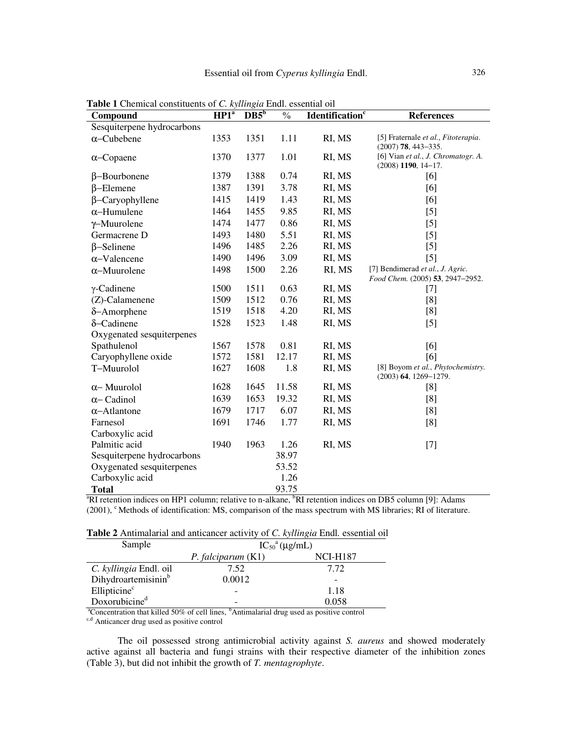**Table 1** Chemical constituents of *C. kyllingia* Endl. essential oil

| Compound | HP1[a] | DB5[b] | % | Identification[c] | References |
|---|---|---|---|---|---|
| Sesquiterpene hydrocarbons | | | | | |
| α–Cubebene | 1353 | 1351 | 1.11 | RI, MS | [5] Fraternale *et al.*, *Fitoterapia.* (2007) **78**, 443–335. |
| α–Copaene | 1370 | 1377 | 1.01 | RI, MS | [6] Vian *et al.*, *J. Chromatogr. A.* (2008) **1190**, 14–17. |
| β–Bourbonene | 1379 | 1388 | 0.74 | RI, MS | [6] |
| β–Elemene | 1387 | 1391 | 3.78 | RI, MS | [6] |
| β–Caryophyllene | 1415 | 1419 | 1.43 | RI, MS | [6] |
| α–Humulene | 1464 | 1455 | 9.85 | RI, MS | [5] |
| γ–Muurolene | 1474 | 1477 | 0.86 | RI, MS | [5] |
| Germacrene D | 1493 | 1480 | 5.51 | RI, MS | [5] |
| β–Selinene | 1496 | 1485 | 2.26 | RI, MS | [5] |
| α–Valencene | 1490 | 1496 | 3.09 | RI, MS | [5] |
| α–Muurolene | 1498 | 1500 | 2.26 | RI, MS | [7] Bendimerad *et al.*, *J. Agric. Food Chem.* (2005) **53**, 2947–2952. |
| γ-Cadinene | 1500 | 1511 | 0.63 | RI, MS | [7] |
| (Z)-Calamenene | 1509 | 1512 | 0.76 | RI, MS | [8] |
| δ–Amorphene | 1519 | 1518 | 4.20 | RI, MS | [8] |
| δ–Cadinene | 1528 | 1523 | 1.48 | RI, MS | [5] |
| Oxygenated sesquiterpenes | | | | | |
| Spathulenol | 1567 | 1578 | 0.81 | RI, MS | [6] |
| Caryophyllene oxide | 1572 | 1581 | 12.17 | RI, MS | [6] |
| T–Muurolol | 1627 | 1608 | 1.8 | RI, MS | [8] Boyom *et al.*, *Phytochemistry.* (2003) **64**, 1269–1279. |
| α– Muurolol | 1628 | 1645 | 11.58 | RI, MS | [8] |
| α– Cadinol | 1639 | 1653 | 19.32 | RI, MS | [8] |
| α–Atlantone | 1679 | 1717 | 6.07 | RI, MS | [8] |
| Farnesol | 1691 | 1746 | 1.77 | RI, MS | [8] |
| Carboxylic acid | | | | | |
| Palmitic acid | 1940 | 1963 | 1.26 | RI, MS | [7] |
| Sesquiterpene hydrocarbons | | | 38.97 | | |
| Oxygenated sesquiterpenes | | | 53.52 | | |
| Carboxylic acid | | | 1.26 | | |
| **Total** | | | 93.75 | | |

[a]RI retention indices on HP1 column; relative to n-alkane, [b]RI retention indices on DB5 column [9]: Adams (2001), [c] Methods of identification: MS, comparison of the mass spectrum with MS libraries; RI of literature.

**Table 2** Antimalarial and anticancer activity of *C. kyllingia* Endl. essential oil

| Sample | $IC_{50}$[a] (μg/mL) | |
|---|---|---|
| | *P. falciparum* (K1) | NCI-H187 |
| *C. kyllingia* Endl. oil | 7.52 | 7.72 |
| Dihydroartemisinin[b] | 0.0012 | - |
| Ellipticine[c] | - | 1.18 |
| Doxorubicine[d] | - | 0.058 |

[a]Concentration that killed 50% of cell lines, [b]Antimalarial drug used as positive control
[c,d] Anticancer drug used as positive control

The oil possessed strong antimicrobial activity against *S. aureus* and showed moderately active against all bacteria and fungi strains with their respective diameter of the inhibition zones (Table 3), but did not inhibit the growth of *T. mentagrophyte*.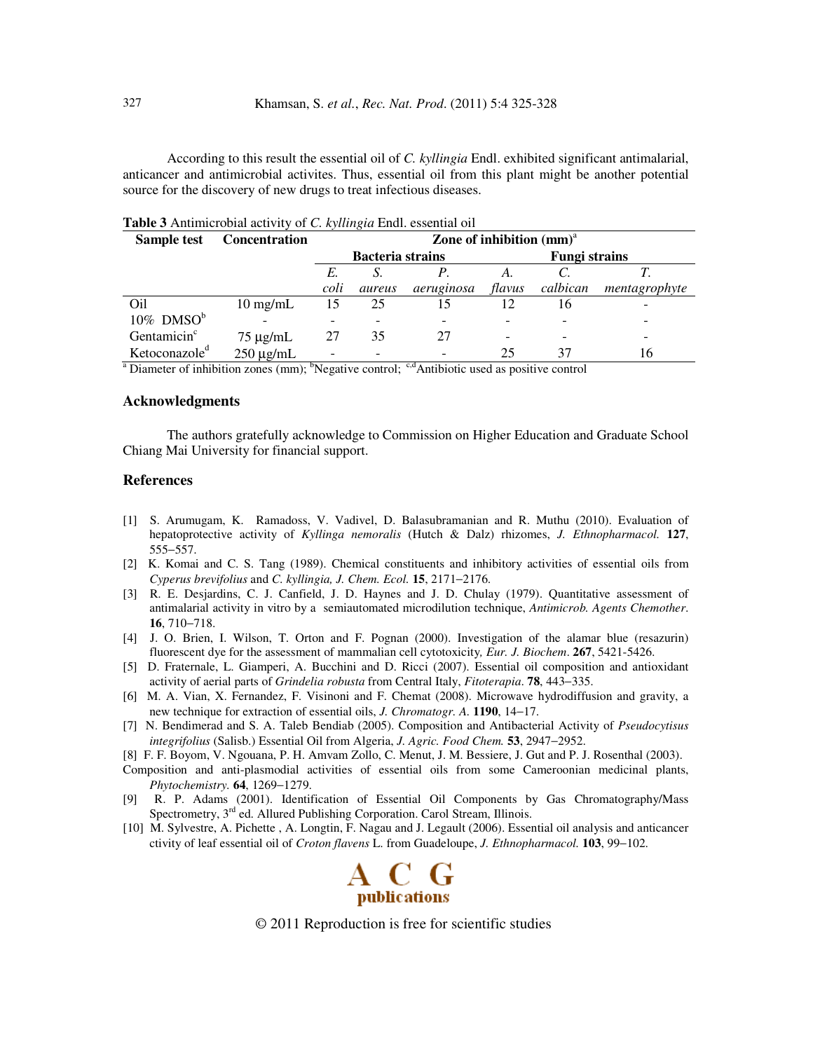According to this result the essential oil of *C. kyllingia* Endl. exhibited significant antimalarial, anticancer and antimicrobial activites. Thus, essential oil from this plant might be another potential source for the discovery of new drugs to treat infectious diseases.

**Table 3** Antimicrobial activity of *C. kyllingia* Endl. essential oil

| Sample test | Concentration | Zone of inhibition (mm)[a] | | | | | |
|---|---|---|---|---|---|---|---|
| | | Bacteria strains | | | Fungi strains | | |
| | | *E. coli* | *S. aureus* | *P. aeruginosa* | *A. flavus* | *C. calbican* | *T. mentagrophyte* |
| Oil | 10 mg/mL | 15 | 25 | 15 | 12 | 16 | - |
| 10% DMSO[b] | - | - | - | - | - | - | - |
| Gentamicin[c] | 75 µg/mL | 27 | 35 | 27 | - | - | - |
| Ketoconazole[d] | 250 µg/mL | - | - | - | 25 | 37 | 16 |

[a] Diameter of inhibition zones (mm); [b]Negative control; [c,d]Antibiotic used as positive control

## Acknowledgments

The authors gratefully acknowledge to Commission on Higher Education and Graduate School Chiang Mai University for financial support.

## References

[1] S. Arumugam, K. Ramadoss, V. Vadivel, D. Balasubramanian and R. Muthu (2010). Evaluation of hepatoprotective activity of *Kyllinga nemoralis* (Hutch & Dalz) rhizomes, *J. Ethnopharmacol.* **127**, 555−557.

[2] K. Komai and C. S. Tang (1989). Chemical constituents and inhibitory activities of essential oils from *Cyperus brevifolius* and *C. kyllingia, J. Chem. Ecol.* **15**, 2171−2176.

[3] R. E. Desjardins, C. J. Canfield, J. D. Haynes and J. D. Chulay (1979). Quantitative assessment of antimalarial activity in vitro by a semiautomated microdilution technique, *Antimicrob. Agents Chemother*. **16**, 710−718.

[4] J. O. Brien, I. Wilson, T. Orton and F. Pognan (2000). Investigation of the alamar blue (resazurin) fluorescent dye for the assessment of mammalian cell cytotoxicity*, Eur. J. Biochem*. **267**, 5421-5426.

[5] D. Fraternale, L. Giamperi, A. Bucchini and D. Ricci (2007). Essential oil composition and antioxidant activity of aerial parts of *Grindelia robusta* from Central Italy, *Fitoterapia*. **78**, 443−335.

[6] M. A. Vian, X. Fernandez, F. Visinoni and F. Chemat (2008). Microwave hydrodiffusion and gravity, a new technique for extraction of essential oils, *J. Chromatogr. A*. **1190**, 14−17.

[7] N. Bendimerad and S. A. Taleb Bendiab (2005). Composition and Antibacterial Activity of *Pseudocytisus integrifolius* (Salisb.) Essential Oil from Algeria, *J. Agric. Food Chem.* **53**, 2947−2952.

[8] F. F. Boyom, V. Ngouana, P. H. Amvam Zollo, C. Menut, J. M. Bessiere, J. Gut and P. J. Rosenthal (2003). Composition and anti-plasmodial activities of essential oils from some Cameroonian medicinal plants, *Phytochemistry*. **64**, 1269−1279.

[9] R. P. Adams (2001). Identification of Essential Oil Components by Gas Chromatography/Mass Spectrometry, 3rd ed. Allured Publishing Corporation. Carol Stream, Illinois.

[10] M. Sylvestre, A. Pichette , A. Longtin, F. Nagau and J. Legault (2006). Essential oil analysis and anticancer ctivity of leaf essential oil of *Croton flavens* L. from Guadeloupe, *J. Ethnopharmacol.* **103**, 99−102.

A C G publications

© 2011 Reproduction is free for scientific studies